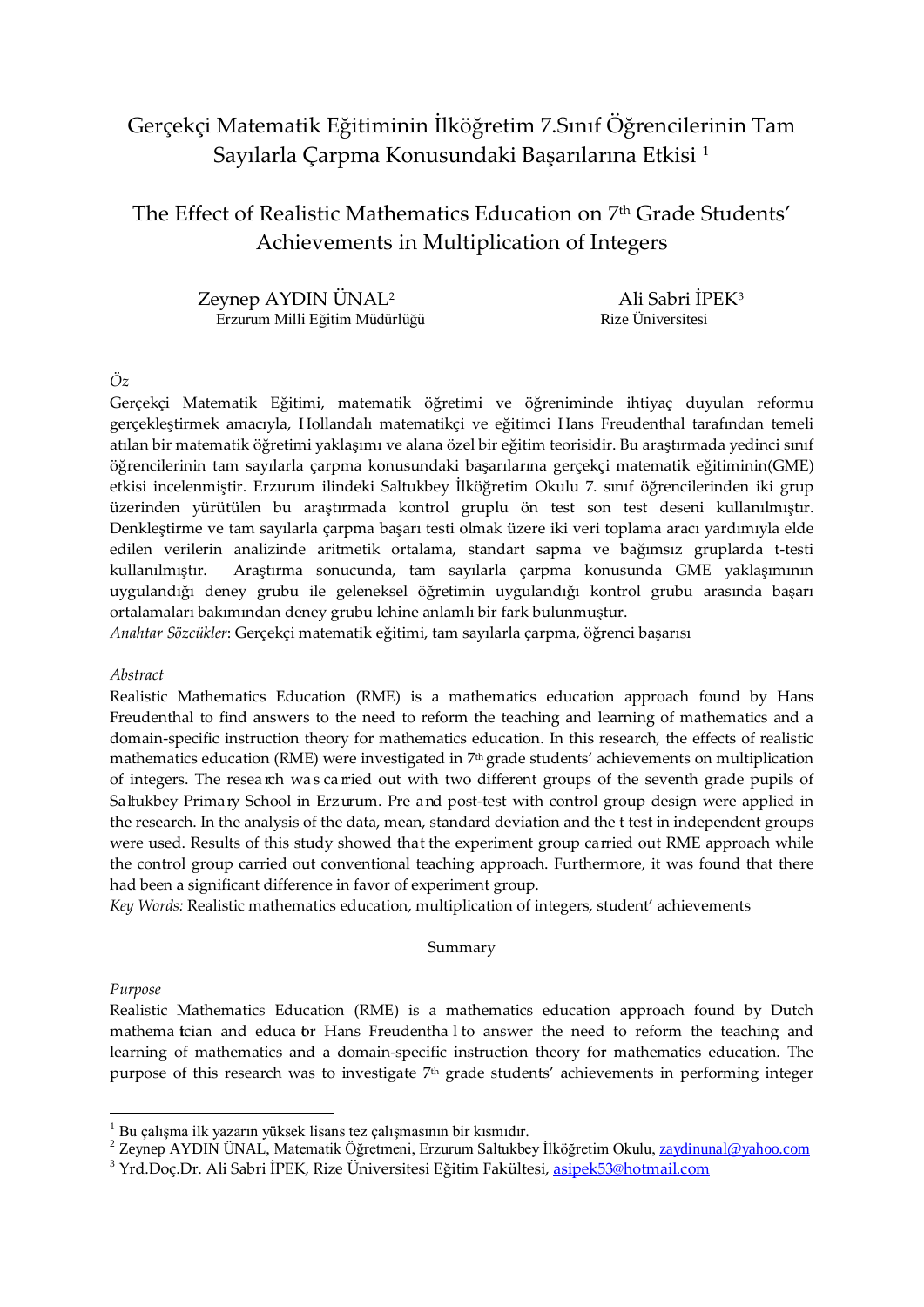# Gerçekçi Matematik Eğitiminin İlköğretim 7.Sınıf Öğrencilerinin Tam Sayılarla Çarpma Konusundaki Başarılarına Etkisi [1]

# The Effect of Realistic Mathematics Education on 7th Grade Students' Achievements in Multiplication of Integers

Zeynep AYDIN ÜNAL[2]
Erzurum Milli Eğitim Müdürlüğü

Ali Sabri İPEK[3]
Rize Üniversitesi

*Öz*

Gerçekçi Matematik Eğitimi, matematik öğretimi ve öğreniminde ihtiyaç duyulan reformu gerçekleştirmek amacıyla, Hollandalı matematikçi ve eğitimci Hans Freudenthal tarafından temeli atılan bir matematik öğretimi yaklaşımı ve alana özel bir eğitim teorisidir. Bu araştırmada yedinci sınıf öğrencilerinin tam sayılarla çarpma konusundaki başarılarına gerçekçi matematik eğitiminin(GME) etkisi incelenmiştir. Erzurum ilindeki Saltukbey İlköğretim Okulu 7. sınıf öğrencilerinden iki grup üzerinden yürütülen bu araştırmada kontrol gruplu ön test son test deseni kullanılmıştır. Denkleştirme ve tam sayılarla çarpma başarı testi olmak üzere iki veri toplama aracı yardımıyla elde edilen verilerin analizinde aritmetik ortalama, standart sapma ve bağımsız gruplarda t-testi kullanılmıştır. Araştırma sonucunda, tam sayılarla çarpma konusunda GME yaklaşımının uygulandığı deney grubu ile geleneksel öğretimin uygulandığı kontrol grubu arasında başarı ortalamaları bakımından deney grubu lehine anlamlı bir fark bulunmuştur.

*Anahtar Sözcükler*: Gerçekçi matematik eğitimi, tam sayılarla çarpma, öğrenci başarısı

*Abstract*

Realistic Mathematics Education (RME) is a mathematics education approach found by Hans Freudenthal to find answers to the need to reform the teaching and learning of mathematics and a domain-specific instruction theory for mathematics education. In this research, the effects of realistic mathematics education (RME) were investigated in 7th grade students' achievements on multiplication of integers. The research was carried out with two different groups of the seventh grade pupils of Saltukbey Primary School in Erzurum. Pre and post-test with control group design were applied in the research. In the analysis of the data, mean, standard deviation and the t test in independent groups were used. Results of this study showed that the experiment group carried out RME approach while the control group carried out conventional teaching approach. Furthermore, it was found that there had been a significant difference in favor of experiment group.

*Key Words:* Realistic mathematics education, multiplication of integers, student' achievements

Summary

*Purpose*

Realistic Mathematics Education (RME) is a mathematics education approach found by Dutch mathematician and educator Hans Freudenthal to answer the need to reform the teaching and learning of mathematics and a domain-specific instruction theory for mathematics education. The purpose of this research was to investigate 7th grade students' achievements in performing integer

---

[1] Bu çalışma ilk yazarın yüksek lisans tez çalışmasının bir kısmıdır.

[2] Zeynep AYDIN ÜNAL, Matematik Öğretmeni, Erzurum Saltukbey İlköğretim Okulu, zaydinunal@yahoo.com

[3] Yrd.Doç.Dr. Ali Sabri İPEK, Rize Üniversitesi Eğitim Fakültesi, asipek53@hotmail.com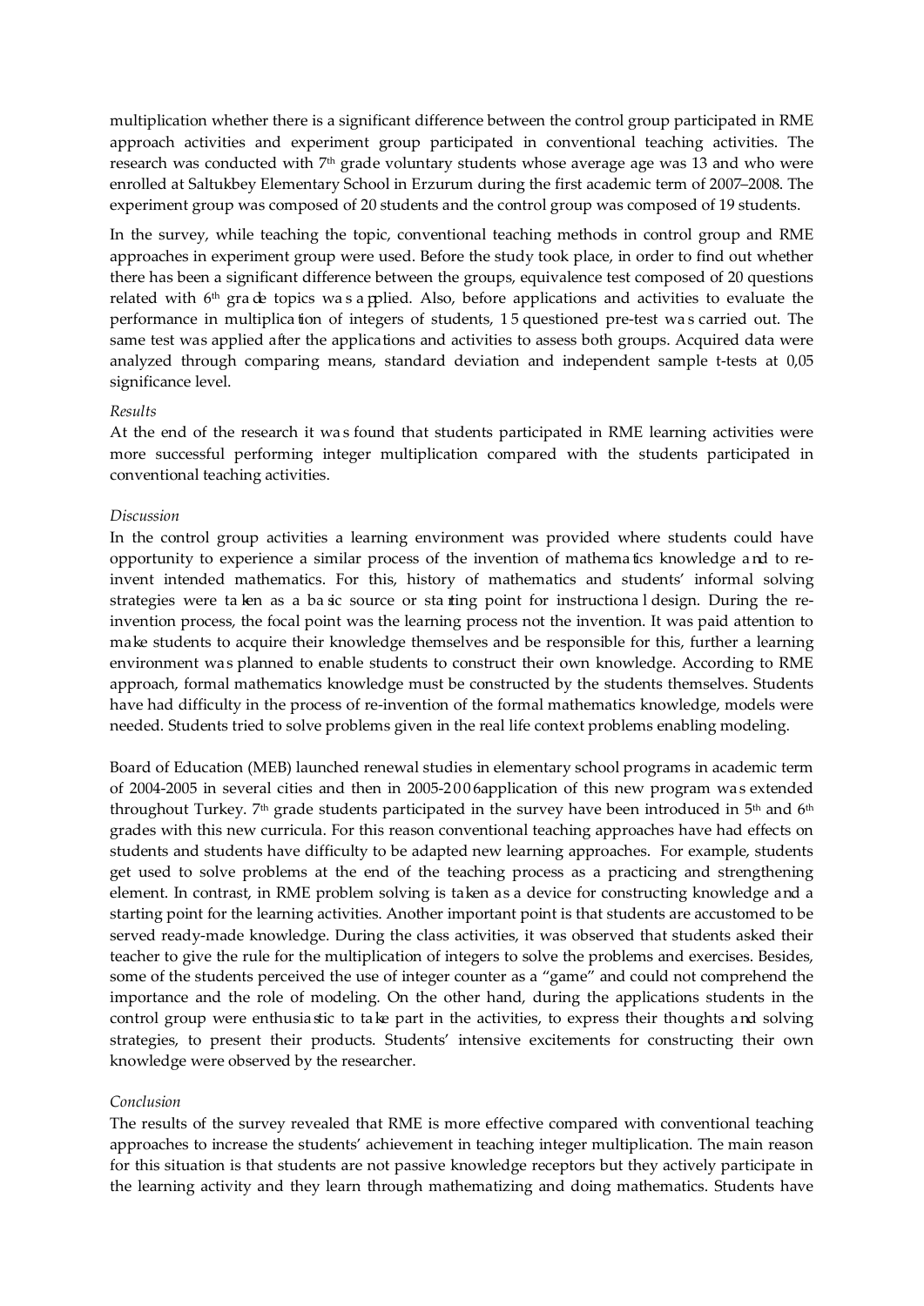multiplication whether there is a significant difference between the control group participated in RME approach activities and experiment group participated in conventional teaching activities. The research was conducted with 7th grade voluntary students whose average age was 13 and who were enrolled at Saltukbey Elementary School in Erzurum during the first academic term of 2007–2008. The experiment group was composed of 20 students and the control group was composed of 19 students.

In the survey, while teaching the topic, conventional teaching methods in control group and RME approaches in experiment group were used. Before the study took place, in order to find out whether there has been a significant difference between the groups, equivalence test composed of 20 questions related with 6th grade topics was applied. Also, before applications and activities to evaluate the performance in multiplication of integers of students, 15 questioned pre-test was carried out. The same test was applied after the applications and activities to assess both groups. Acquired data were analyzed through comparing means, standard deviation and independent sample t-tests at 0,05 significance level.

*Results*

At the end of the research it was found that students participated in RME learning activities were more successful performing integer multiplication compared with the students participated in conventional teaching activities.

*Discussion*

In the control group activities a learning environment was provided where students could have opportunity to experience a similar process of the invention of mathematics knowledge and to re-invent intended mathematics. For this, history of mathematics and students' informal solving strategies were taken as a basic source or starting point for instructional design. During the re-invention process, the focal point was the learning process not the invention. It was paid attention to make students to acquire their knowledge themselves and be responsible for this, further a learning environment was planned to enable students to construct their own knowledge. According to RME approach, formal mathematics knowledge must be constructed by the students themselves. Students have had difficulty in the process of re-invention of the formal mathematics knowledge, models were needed. Students tried to solve problems given in the real life context problems enabling modeling.

Board of Education (MEB) launched renewal studies in elementary school programs in academic term of 2004-2005 in several cities and then in 2005-2006application of this new program was extended throughout Turkey. 7th grade students participated in the survey have been introduced in 5th and 6th grades with this new curricula. For this reason conventional teaching approaches have had effects on students and students have difficulty to be adapted new learning approaches. For example, students get used to solve problems at the end of the teaching process as a practicing and strengthening element. In contrast, in RME problem solving is taken as a device for constructing knowledge and a starting point for the learning activities. Another important point is that students are accustomed to be served ready-made knowledge. During the class activities, it was observed that students asked their teacher to give the rule for the multiplication of integers to solve the problems and exercises. Besides, some of the students perceived the use of integer counter as a "game" and could not comprehend the importance and the role of modeling. On the other hand, during the applications students in the control group were enthusiastic to take part in the activities, to express their thoughts and solving strategies, to present their products. Students' intensive excitements for constructing their own knowledge were observed by the researcher.

*Conclusion*

The results of the survey revealed that RME is more effective compared with conventional teaching approaches to increase the students' achievement in teaching integer multiplication. The main reason for this situation is that students are not passive knowledge receptors but they actively participate in the learning activity and they learn through mathematizing and doing mathematics. Students have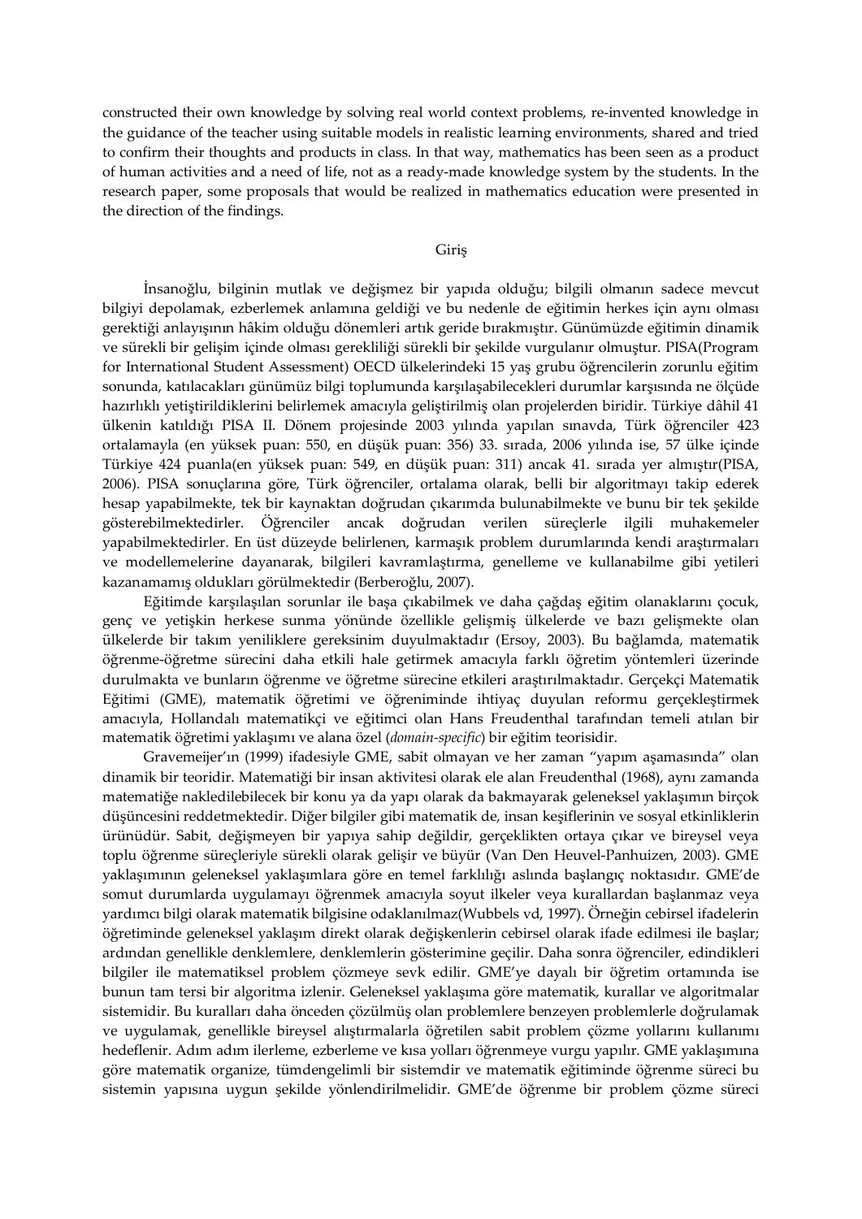constructed their own knowledge by solving real world context problems, re-invented knowledge in the guidance of the teacher using suitable models in realistic learning environments, shared and tried to confirm their thoughts and products in class. In that way, mathematics has been seen as a product of human activities and a need of life, not as a ready-made knowledge system by the students. In the research paper, some proposals that would be realized in mathematics education were presented in the direction of the findings.

## Giriş

İnsanoğlu, bilginin mutlak ve değişmez bir yapıda olduğu; bilgili olmanın sadece mevcut bilgiyi depolamak, ezberlemek anlamına geldiği ve bu nedenle de eğitimin herkes için aynı olması gerektiği anlayışının hâkim olduğu dönemleri artık geride bırakmıştır. Günümüzde eğitimin dinamik ve sürekli bir gelişim içinde olması gerekliliği sürekli bir şekilde vurgulanır olmuştur. PISA(Program for International Student Assessment) OECD ülkelerindeki 15 yaş grubu öğrencilerin zorunlu eğitim sonunda, katılacakları günümüz bilgi toplumunda karşılaşabilecekleri durumlar karşısında ne ölçüde hazırlıklı yetiştirildiklerini belirlemek amacıyla geliştirilmiş olan projelerden biridir. Türkiye dâhil 41 ülkenin katıldığı PISA II. Dönem projesinde 2003 yılında yapılan sınavda, Türk öğrenciler 423 ortalamayla (en yüksek puan: 550, en düşük puan: 356) 33. sırada, 2006 yılında ise, 57 ülke içinde Türkiye 424 puanla(en yüksek puan: 549, en düşük puan: 311) ancak 41. sırada yer almıştır(PISA, 2006). PISA sonuçlarına göre, Türk öğrenciler, ortalama olarak, belli bir algoritmayı takip ederek hesap yapabilmekte, tek bir kaynaktan doğrudan çıkarımda bulunabilmekte ve bunu bir tek şekilde gösterebilmektedirler. Öğrenciler ancak doğrudan verilen süreçlerle ilgili muhakemeler yapabilmektedirler. En üst düzeyde belirlenen, karmaşık problem durumlarında kendi araştırmaları ve modellemelerine dayanarak, bilgileri kavramlaştırma, genelleme ve kullanabilme gibi yetileri kazanamamış oldukları görülmektedir (Berberoğlu, 2007).

Eğitimde karşılaşılan sorunlar ile başa çıkabilmek ve daha çağdaş eğitim olanaklarını çocuk, genç ve yetişkin herkese sunma yönünde özellikle gelişmiş ülkelerde ve bazı gelişmekte olan ülkelerde bir takım yeniliklere gereksinim duyulmaktadır (Ersoy, 2003). Bu bağlamda, matematik öğrenme-öğretme sürecini daha etkili hale getirmek amacıyla farklı öğretim yöntemleri üzerinde durulmakta ve bunların öğrenme ve öğretme sürecine etkileri araştırılmaktadır. Gerçekçi Matematik Eğitimi (GME), matematik öğretimi ve öğreniminde ihtiyaç duyulan reformu gerçekleştirmek amacıyla, Hollandalı matematikçi ve eğitimci olan Hans Freudenthal tarafından temeli atılan bir matematik öğretimi yaklaşımı ve alana özel (*domain-specific*) bir eğitim teorisidir.

Gravemeijer'ın (1999) ifadesiyle GME, sabit olmayan ve her zaman "yapım aşamasında" olan dinamik bir teoridir. Matematiği bir insan aktivitesi olarak ele alan Freudenthal (1968), aynı zamanda matematiğe nakledilebilecek bir konu ya da yapı olarak da bakmayarak geleneksel yaklaşımın birçok düşüncesini reddetmektedir. Diğer bilgiler gibi matematik de, insan keşiflerinin ve sosyal etkinliklerin ürünüdür. Sabit, değişmeyen bir yapıya sahip değildir, gerçeklikten ortaya çıkar ve bireysel veya toplu öğrenme süreçleriyle sürekli olarak gelişir ve büyür (Van Den Heuvel-Panhuizen, 2003). GME yaklaşımının geleneksel yaklaşımlara göre en temel farklılığı aslında başlangıç noktasıdır. GME'de somut durumlarda uygulamayı öğrenmek amacıyla soyut ilkeler veya kurallardan başlanmaz veya yardımcı bilgi olarak matematik bilgisine odaklanılmaz(Wubbels vd, 1997). Örneğin cebirsel ifadelerin öğretiminde geleneksel yaklaşım direkt olarak değişkenlerin cebirsel olarak ifade edilmesi ile başlar; ardından genellikle denklemlere, denklemlerin gösterimine geçilir. Daha sonra öğrenciler, edindikleri bilgiler ile matematiksel problem çözmeye sevk edilir. GME'ye dayalı bir öğretim ortamında ise bunun tam tersi bir algoritma izlenir. Geleneksel yaklaşıma göre matematik, kurallar ve algoritmalar sistemidir. Bu kuralları daha önceden çözülmüş olan problemlere benzeyen problemlerle doğrulamak ve uygulamak, genellikle bireysel alıştırmalarla öğretilen sabit problem çözme yollarını kullanımı hedeflenir. Adım adım ilerleme, ezberleme ve kısa yolları öğrenmeye vurgu yapılır. GME yaklaşımına göre matematik organize, tümdengelimli bir sistemdir ve matematik eğitiminde öğrenme süreci bu sistemin yapısına uygun şekilde yönlendirilmelidir. GME'de öğrenme bir problem çözme süreci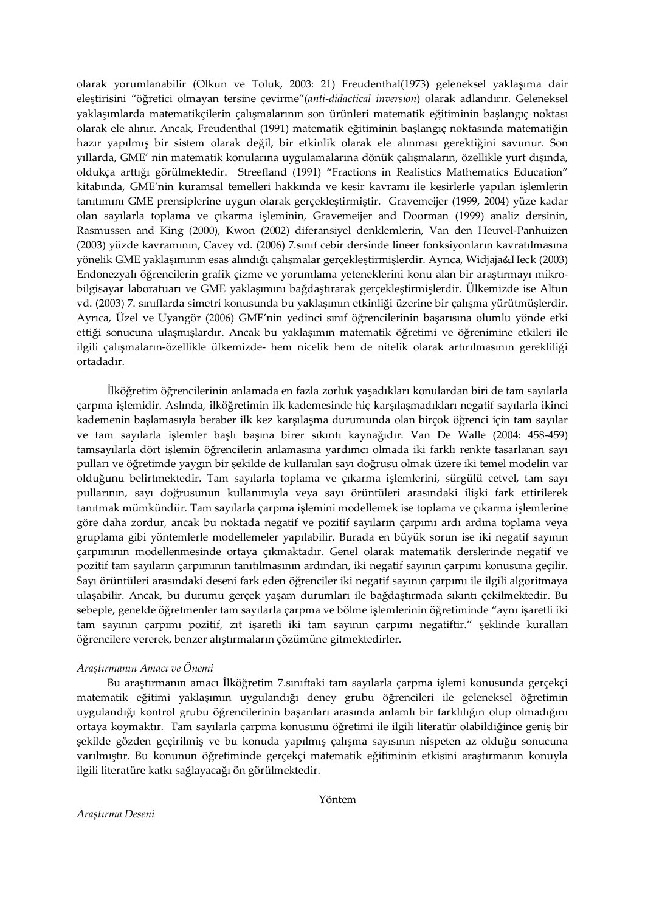olarak yorumlanabilir (Olkun ve Toluk, 2003: 21) Freudenthal(1973) geleneksel yaklaşıma dair eleştirisini "öğretici olmayan tersine çevirme"(*anti-didactical inversion*) olarak adlandırır. Geleneksel yaklaşımlarda matematikçilerin çalışmalarının son ürünleri matematik eğitiminin başlangıç noktası olarak ele alınır. Ancak, Freudenthal (1991) matematik eğitiminin başlangıç noktasında matematiğin hazır yapılmış bir sistem olarak değil, bir etkinlik olarak ele alınması gerektiğini savunur. Son yıllarda, GME' nin matematik konularına uygulamalarına dönük çalışmaların, özellikle yurt dışında, oldukça arttığı görülmektedir. Streefland (1991) "Fractions in Realistics Mathematics Education" kitabında, GME'nin kuramsal temelleri hakkında ve kesir kavramı ile kesirlerle yapılan işlemlerin tanıtımını GME prensiplerine uygun olarak gerçekleştirmiştir. Gravemeijer (1999, 2004) yüze kadar olan sayılarla toplama ve çıkarma işleminin, Gravemeijer and Doorman (1999) analiz dersinin, Rasmussen and King (2000), Kwon (2002) diferansiyel denklemlerin, Van den Heuvel-Panhuizen (2003) yüzde kavramının, Cavey vd. (2006) 7.sınıf cebir dersinde lineer fonksiyonların kavratılmasına yönelik GME yaklaşımının esas alındığı çalışmalar gerçekleştirmişlerdir. Ayrıca, Widjaja&Heck (2003) Endonezyalı öğrencilerin grafik çizme ve yorumlama yeteneklerini konu alan bir araştırmayı mikro-bilgisayar laboratuarı ve GME yaklaşımını bağdaştırarak gerçekleştirmişlerdir. Ülkemizde ise Altun vd. (2003) 7. sınıflarda simetri konusunda bu yaklaşımın etkinliği üzerine bir çalışma yürütmüşlerdir. Ayrıca, Üzel ve Uyangör (2006) GME'nin yedinci sınıf öğrencilerinin başarısına olumlu yönde etki ettiği sonucuna ulaşmışlardır. Ancak bu yaklaşımın matematik öğretimi ve öğrenimine etkileri ile ilgili çalışmaların-özellikle ülkemizde- hem nicelik hem de nitelik olarak artırılmasının gerekliliği ortadadır.

İlköğretim öğrencilerinin anlamada en fazla zorluk yaşadıkları konulardan biri de tam sayılarla çarpma işlemidir. Aslında, ilköğretimin ilk kademesinde hiç karşılaşmadıkları negatif sayılarla ikinci kademenin başlamasıyla beraber ilk kez karşılaşma durumunda olan birçok öğrenci için tam sayılar ve tam sayılarla işlemler başlı başına birer sıkıntı kaynağıdır. Van De Walle (2004: 458-459) tamsayılarla dört işlemin öğrencilerin anlamasına yardımcı olmada iki farklı renkte tasarlanan sayı pulları ve öğretimde yaygın bir şekilde de kullanılan sayı doğrusu olmak üzere iki temel modelin var olduğunu belirtmektedir. Tam sayılarla toplama ve çıkarma işlemlerini, sürgülü cetvel, tam sayı pullarının, sayı doğrusunun kullanımıyla veya sayı örüntüleri arasındaki ilişki fark ettirilerek tanıtmak mümkündür. Tam sayılarla çarpma işlemini modellemek ise toplama ve çıkarma işlemlerine göre daha zordur, ancak bu noktada negatif ve pozitif sayıların çarpımı ardı ardına toplama veya gruplama gibi yöntemlerle modellemeler yapılabilir. Burada en büyük sorun ise iki negatif sayının çarpımının modellenmesinde ortaya çıkmaktadır. Genel olarak matematik derslerinde negatif ve pozitif tam sayıların çarpımının tanıtılmasının ardından, iki negatif sayının çarpımı konusuna geçilir. Sayı örüntüleri arasındaki deseni fark eden öğrenciler iki negatif sayının çarpımı ile ilgili algoritmaya ulaşabilir. Ancak, bu durumu gerçek yaşam durumları ile bağdaştırmada sıkıntı çekilmektedir. Bu sebeple, genelde öğretmenler tam sayılarla çarpma ve bölme işlemlerinin öğretiminde "aynı işaretli iki tam sayının çarpımı pozitif, zıt işaretli iki tam sayının çarpımı negatiftir." şeklinde kuralları öğrencilere vererek, benzer alıştırmaların çözümüne gitmektedirler.

*Araştırmanın Amacı ve Önemi*

Bu araştırmanın amacı İlköğretim 7.sınıftaki tam sayılarla çarpma işlemi konusunda gerçekçi matematik eğitimi yaklaşımın uygulandığı deney grubu öğrencileri ile geleneksel öğretimin uygulandığı kontrol grubu öğrencilerinin başarıları arasında anlamlı bir farklılığın olup olmadığını ortaya koymaktır. Tam sayılarla çarpma konusunu öğretimi ile ilgili literatür olabildiğince geniş bir şekilde gözden geçirilmiş ve bu konuda yapılmış çalışma sayısının nispeten az olduğu sonucuna varılmıştır. Bu konunun öğretiminde gerçekçi matematik eğitiminin etkisini araştırmanın konuyla ilgili literatüre katkı sağlayacağı ön görülmektedir.

## Yöntem

*Araştırma Deseni*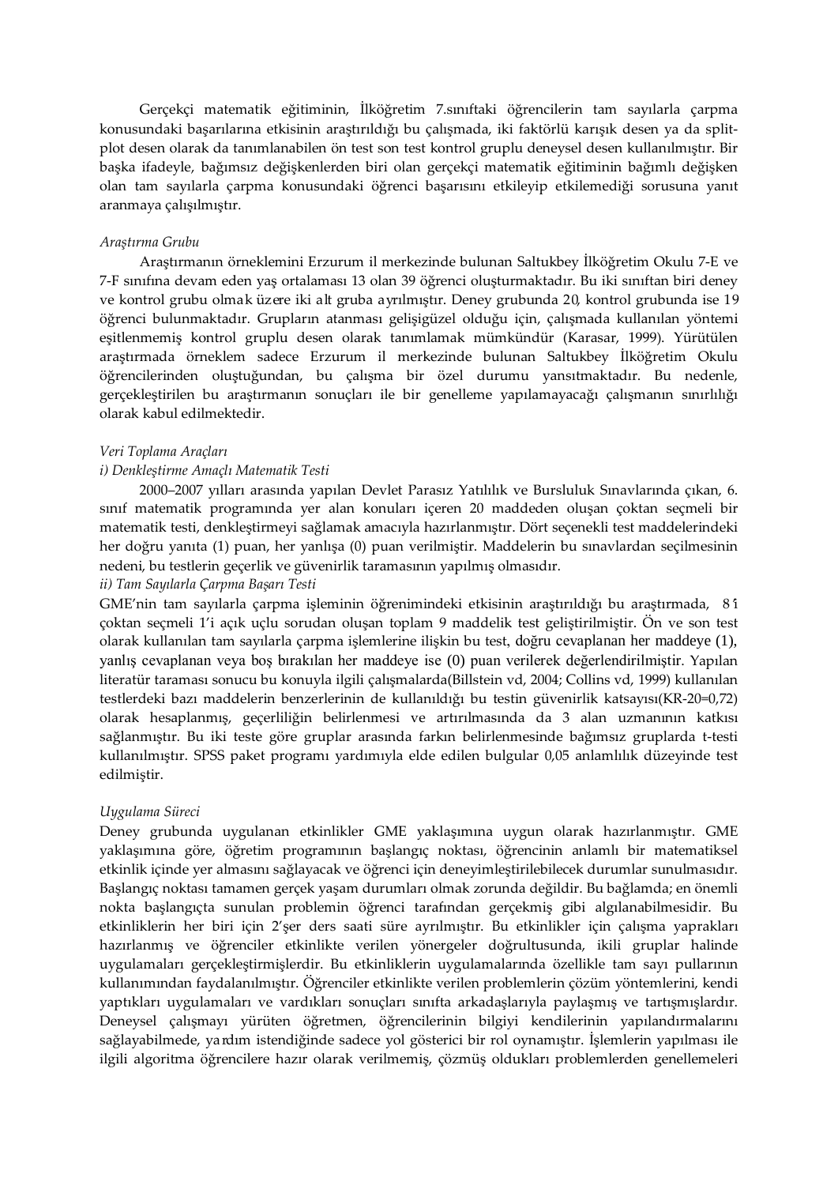Gerçekçi matematik eğitiminin, İlköğretim 7.sınıftaki öğrencilerin tam sayılarla çarpma konusundaki başarılarına etkisinin araştırıldığı bu çalışmada, iki faktörlü karışık desen ya da split-plot desen olarak da tanımlanabilen ön test son test kontrol gruplu deneysel desen kullanılmıştır. Bir başka ifadeyle, bağımsız değişkenlerden biri olan gerçekçi matematik eğitiminin bağımlı değişken olan tam sayılarla çarpma konusundaki öğrenci başarısını etkileyip etkilemediği sorusuna yanıt aranmaya çalışılmıştır.

*Araştırma Grubu*

Araştırmanın örneklemini Erzurum il merkezinde bulunan Saltukbey İlköğretim Okulu 7-E ve 7-F sınıfına devam eden yaş ortalaması 13 olan 39 öğrenci oluşturmaktadır. Bu iki sınıftan biri deney ve kontrol grubu olmak üzere iki alt gruba ayrılmıştır. Deney grubunda 20, kontrol grubunda ise 19 öğrenci bulunmaktadır. Grupların atanması gelişigüzel olduğu için, çalışmada kullanılan yöntemi eşitlenmemiş kontrol gruplu desen olarak tanımlamak mümkündür (Karasar, 1999). Yürütülen araştırmada örneklem sadece Erzurum il merkezinde bulunan Saltukbey İlköğretim Okulu öğrencilerinden oluştuğundan, bu çalışma bir özel durumu yansıtmaktadır. Bu nedenle, gerçekleştirilen bu araştırmanın sonuçları ile bir genelleme yapılamayacağı çalışmanın sınırlılığı olarak kabul edilmektedir.

*Veri Toplama Araçları*

*i) Denkleştirme Amaçlı Matematik Testi*

2000–2007 yılları arasında yapılan Devlet Parasız Yatılılık ve Bursluluk Sınavlarında çıkan, 6. sınıf matematik programında yer alan konuları içeren 20 maddeden oluşan çoktan seçmeli bir matematik testi, denkleştirmeyi sağlamak amacıyla hazırlanmıştır. Dört seçenekli test maddelerindeki her doğru yanıta (1) puan, her yanlışa (0) puan verilmiştir. Maddelerin bu sınavlardan seçilmesinin nedeni, bu testlerin geçerlik ve güvenirlik taramasının yapılmış olmasıdır.

*ii) Tam Sayılarla Çarpma Başarı Testi*

GME'nin tam sayılarla çarpma işleminin öğrenimindeki etkisinin araştırıldığı bu araştırmada, 8'i çoktan seçmeli 1'i açık uçlu sorudan oluşan toplam 9 maddelik test geliştirilmiştir. Ön ve son test olarak kullanılan tam sayılarla çarpma işlemlerine ilişkin bu test, doğru cevaplanan her maddeye (1), yanlış cevaplanan veya boş bırakılan her maddeye ise (0) puan verilerek değerlendirilmiştir. Yapılan literatür taraması sonucu bu konuyla ilgili çalışmalarda(Billstein vd, 2004; Collins vd, 1999) kullanılan testlerdeki bazı maddelerin benzerlerinin de kullanıldığı bu testin güvenirlik katsayısı(KR-20=0,72) olarak hesaplanmış, geçerliliğin belirlenmesi ve artırılmasında da 3 alan uzmanının katkısı sağlanmıştır. Bu iki teste göre gruplar arasında farkın belirlenmesinde bağımsız gruplarda t-testi kullanılmıştır. SPSS paket programı yardımıyla elde edilen bulgular 0,05 anlamlılık düzeyinde test edilmiştir.

*Uygulama Süreci*

Deney grubunda uygulanan etkinlikler GME yaklaşımına uygun olarak hazırlanmıştır. GME yaklaşımına göre, öğretim programının başlangıç noktası, öğrencinin anlamlı bir matematiksel etkinlik içinde yer almasını sağlayacak ve öğrenci için deneyimleştirilebilecek durumlar sunulmasıdır. Başlangıç noktası tamamen gerçek yaşam durumları olmak zorunda değildir. Bu bağlamda; en önemli nokta başlangıçta sunulan problemin öğrenci tarafından gerçekmiş gibi algılanabilmesidir. Bu etkinliklerin her biri için 2'şer ders saati süre ayrılmıştır. Bu etkinlikler için çalışma yaprakları hazırlanmış ve öğrenciler etkinlikte verilen yönergeler doğrultusunda, ikili gruplar halinde uygulamaları gerçekleştirmişlerdir. Bu etkinliklerin uygulamalarında özellikle tam sayı pullarının kullanımından faydalanılmıştır. Öğrenciler etkinlikte verilen problemlerin çözüm yöntemlerini, kendi yaptıkları uygulamaları ve vardıkları sonuçları sınıfta arkadaşlarıyla paylaşmış ve tartışmışlardır. Deneysel çalışmayı yürüten öğretmen, öğrencilerinin bilgiyi kendilerinin yapılandırmalarını sağlayabilmede, yardım istendiğinde sadece yol gösterici bir rol oynamıştır. İşlemlerin yapılması ile ilgili algoritma öğrencilere hazır olarak verilmemiş, çözmüş oldukları problemlerden genellemeleri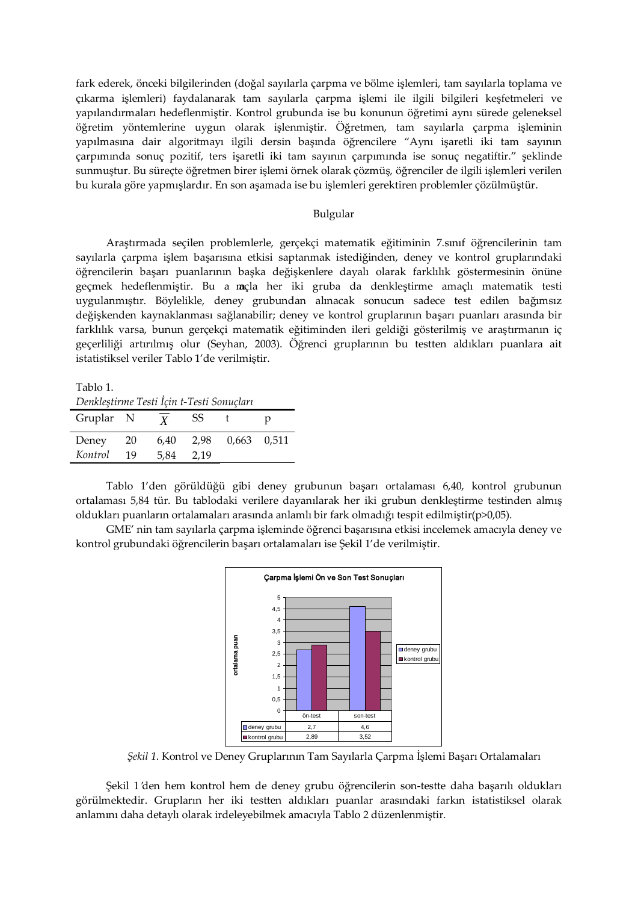fark ederek, önceki bilgilerinden (doğal sayılarla çarpma ve bölme işlemleri, tam sayılarla toplama ve çıkarma işlemleri) faydalanarak tam sayılarla çarpma işlemi ile ilgili bilgileri keşfetmeleri ve yapılandırmaları hedeflenmiştir. Kontrol grubunda ise bu konunun öğretimi aynı sürede geleneksel öğretim yöntemlerine uygun olarak işlenmiştir. Öğretmen, tam sayılarla çarpma işleminin yapılmasına dair algoritmayı ilgili dersin başında öğrencilere "Aynı işaretli iki tam sayının çarpımında sonuç pozitif, ters işaretli iki tam sayının çarpımında ise sonuç negatiftir." şeklinde sunmuştur. Bu süreçte öğretmen birer işlemi örnek olarak çözmüş, öğrenciler de ilgili işlemleri verilen bu kurala göre yapmışlardır. En son aşamada ise bu işlemleri gerektiren problemler çözülmüştür.

## Bulgular

Araştırmada seçilen problemlerle, gerçekçi matematik eğitiminin 7.sınıf öğrencilerinin tam sayılarla çarpma işlem başarısına etkisi saptanmak istediğinden, deney ve kontrol gruplarındaki öğrencilerin başarı puanlarının başka değişkenlere dayalı olarak farklılık göstermesinin önüne geçmek hedeflenmiştir. Bu amaçla her iki gruba da denkleştirme amaçlı matematik testi uygulanmıştır. Böylelikle, deney grubundan alınacak sonucun sadece test edilen bağımsız değişkenden kaynaklanması sağlanabilir; deney ve kontrol gruplarının başarı puanları arasında bir farklılık varsa, bunun gerçekçi matematik eğitiminden ileri geldiği gösterilmiş ve araştırmanın iç geçerliliği artırılmış olur (Seyhan, 2003). Öğrenci gruplarının bu testten aldıkları puanlara ait istatistiksel veriler Tablo 1'de verilmiştir.

Tablo 1.
*Denkleştirme Testi İçin t-Testi Sonuçları*

| Gruplar | N | $\overline{X}$ | SS | t | p |
|---|---|---|---|---|---|
| Deney | 20 | 6,40 | 2,98 | 0,663 | 0,511 |
| *Kontrol* | 19 | 5,84 | 2,19 | | |

Tablo 1'den görüldüğü gibi deney grubunun başarı ortalaması 6,40, kontrol grubunun ortalaması 5,84 tür. Bu tablodaki verilere dayanılarak her iki grubun denkleştirme testinden almış oldukları puanların ortalamaları arasında anlamlı bir fark olmadığı tespit edilmiştir($p>0,05$).

GME' nin tam sayılarla çarpma işleminde öğrenci başarısına etkisi incelemek amacıyla deney ve kontrol grubundaki öğrencilerin başarı ortalamaları ise Şekil 1'de verilmiştir.

**Çarpma İşlemi Ön ve Son Test Sonuçları**

| | ön-test | son-test |
|---|---|---|
| deney grubu | 2,7 | 4,6 |
| kontrol grubu | 2,89 | 3,52 |

*Şekil 1.* Kontrol ve Deney Gruplarının Tam Sayılarla Çarpma İşlemi Başarı Ortalamaları

Şekil 1'den hem kontrol hem de deney grubu öğrencilerin son-testte daha başarılı oldukları görülmektedir. Grupların her iki testten aldıkları puanlar arasındaki farkın istatistiksel olarak anlamını daha detaylı olarak irdeleyebilmek amacıyla Tablo 2 düzenlenmiştir.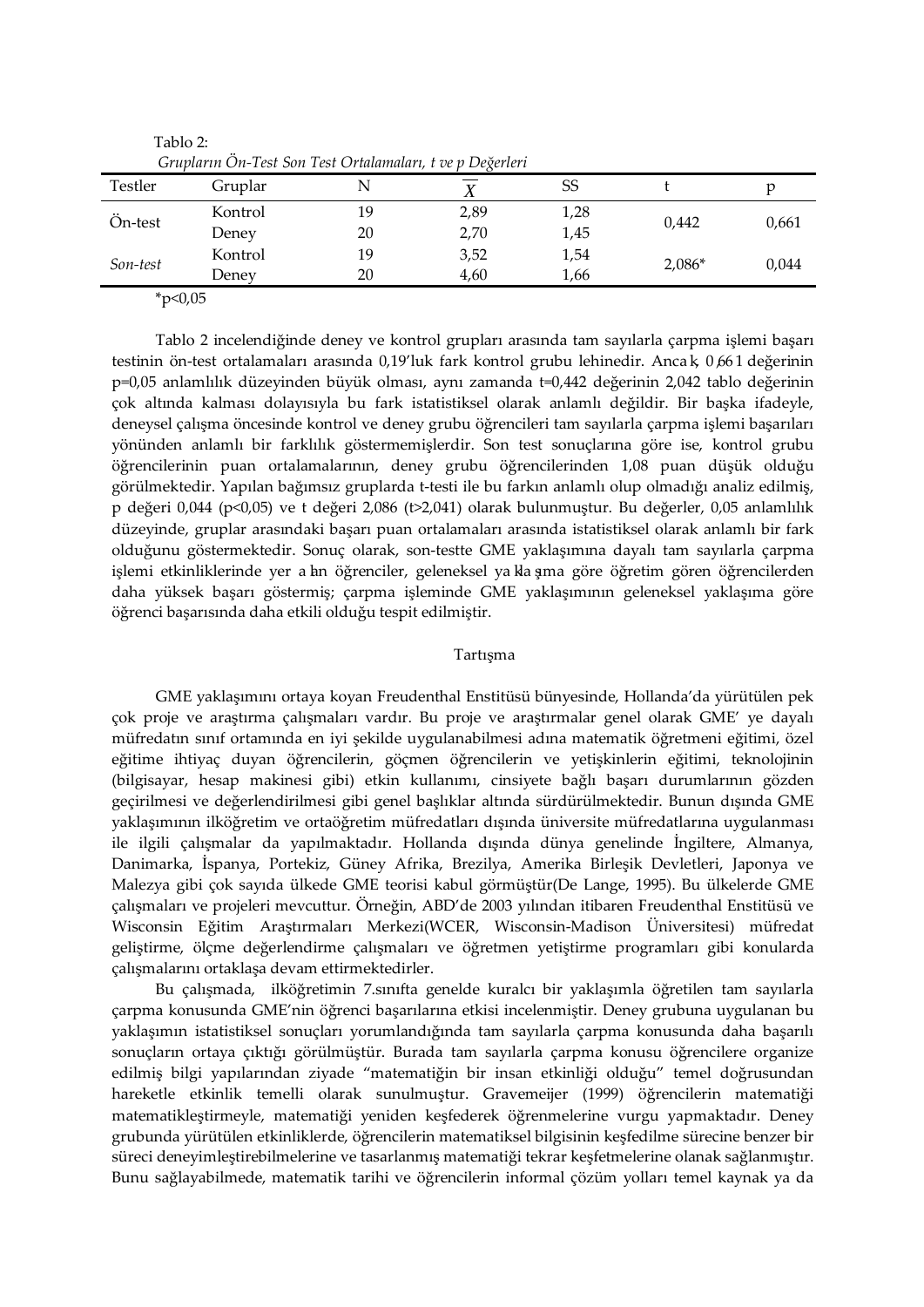Tablo 2:
*Grupların Ön-Test Son Test Ortalamaları, t ve p Değerleri*

| Testler | Gruplar | N | $\overline{X}$ | SS | t | p |
|---|---|---|---|---|---|---|
| Ön-test | Kontrol | 19 | 2,89 | 1,28 | 0,442 | 0,661 |
| | Deney | 20 | 2,70 | 1,45 | | |
| *Son-test* | Kontrol | 19 | 3,52 | 1,54 | 2,086* | 0,044 |
| | Deney | 20 | 4,60 | 1,66 | | |

*p<0,05

Tablo 2 incelendiğinde deney ve kontrol grupları arasında tam sayılarla çarpma işlemi başarı testinin ön-test ortalamaları arasında 0,19'luk fark kontrol grubu lehinedir. Ancak, 0,661 değerinin p=0,05 anlamlılık düzeyinden büyük olması, aynı zamanda t=0,442 değerinin 2,042 tablo değerinin çok altında kalması dolayısıyla bu fark istatistiksel olarak anlamlı değildir. Bir başka ifadeyle, deneysel çalışma öncesinde kontrol ve deney grubu öğrencileri tam sayılarla çarpma işlemi başarıları yönünden anlamlı bir farklılık göstermemişlerdir. Son test sonuçlarına göre ise, kontrol grubu öğrencilerinin puan ortalamalarının, deney grubu öğrencilerinden 1,08 puan düşük olduğu görülmektedir. Yapılan bağımsız gruplarda t-testi ile bu farkın anlamlı olup olmadığı analiz edilmiş, p değeri 0,044 (p<0,05) ve t değeri 2,086 (t>2,041) olarak bulunmuştur. Bu değerler, 0,05 anlamlılık düzeyinde, gruplar arasındaki başarı puan ortalamaları arasında istatistiksel olarak anlamlı bir fark olduğunu göstermektedir. Sonuç olarak, son-testte GME yaklaşımına dayalı tam sayılarla çarpma işlemi etkinliklerinde yer alan öğrenciler, geleneksel yaklaşıma göre öğretim gören öğrencilerden daha yüksek başarı göstermiş; çarpma işleminde GME yaklaşımının geleneksel yaklaşıma göre öğrenci başarısında daha etkili olduğu tespit edilmiştir.

## Tartışma

GME yaklaşımını ortaya koyan Freudenthal Enstitüsü bünyesinde, Hollanda'da yürütülen pek çok proje ve araştırma çalışmaları vardır. Bu proje ve araştırmalar genel olarak GME' ye dayalı müfredatın sınıf ortamında en iyi şekilde uygulanabilmesi adına matematik öğretmeni eğitimi, özel eğitime ihtiyaç duyan öğrencilerin, göçmen öğrencilerin ve yetişkinlerin eğitimi, teknolojinin (bilgisayar, hesap makinesi gibi) etkin kullanımı, cinsiyete bağlı başarı durumlarının gözden geçirilmesi ve değerlendirilmesi gibi genel başlıklar altında sürdürülmektedir. Bunun dışında GME yaklaşımının ilköğretim ve ortaöğretim müfredatları dışında üniversite müfredatlarına uygulanması ile ilgili çalışmalar da yapılmaktadır. Hollanda dışında dünya genelinde İngiltere, Almanya, Danimarka, İspanya, Portekiz, Güney Afrika, Brezilya, Amerika Birleşik Devletleri, Japonya ve Malezya gibi çok sayıda ülkede GME teorisi kabul görmüştür(De Lange, 1995). Bu ülkelerde GME çalışmaları ve projeleri mevcuttur. Örneğin, ABD'de 2003 yılından itibaren Freudenthal Enstitüsü ve Wisconsin Eğitim Araştırmaları Merkezi(WCER, Wisconsin-Madison Üniversitesi) müfredat geliştirme, ölçme değerlendirme çalışmaları ve öğretmen yetiştirme programları gibi konularda çalışmalarını ortaklaşa devam ettirmektedirler.

Bu çalışmada, ilköğretimin 7.sınıfta genelde kuralcı bir yaklaşımla öğretilen tam sayılarla çarpma konusunda GME'nin öğrenci başarılarına etkisi incelenmiştir. Deney grubuna uygulanan bu yaklaşımın istatistiksel sonuçları yorumlandığında tam sayılarla çarpma konusunda daha başarılı sonuçların ortaya çıktığı görülmüştür. Burada tam sayılarla çarpma konusu öğrencilere organize edilmiş bilgi yapılarından ziyade "matematiğin bir insan etkinliği olduğu" temel doğrusundan hareketle etkinlik temelli olarak sunulmuştur. Gravemeijer (1999) öğrencilerin matematiği matematikleştirmeyle, matematiği yeniden keşfederek öğrenmelerine vurgu yapmaktadır. Deney grubunda yürütülen etkinliklerde, öğrencilerin matematiksel bilgisinin keşfedilme sürecine benzer bir süreci deneyimleştirebilmelerine ve tasarlanmış matematiği tekrar keşfetmelerine olanak sağlanmıştır. Bunu sağlayabilmede, matematik tarihi ve öğrencilerin informal çözüm yolları temel kaynak ya da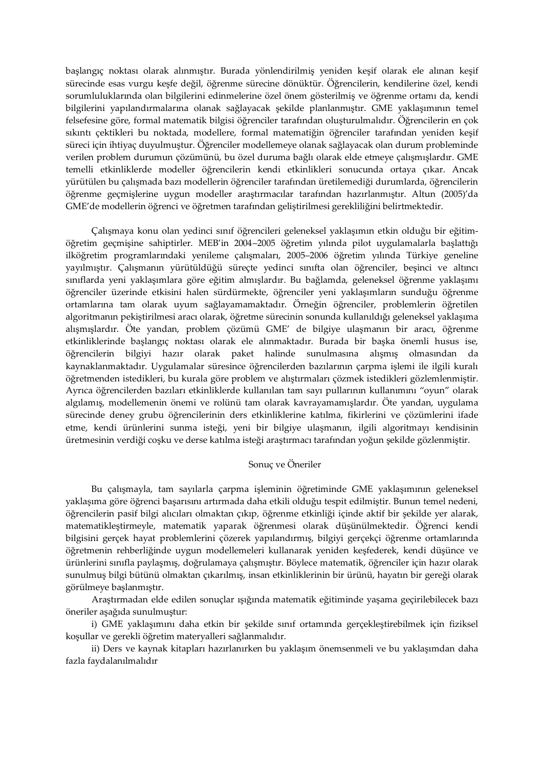başlangıç noktası olarak alınmıştır. Burada yönlendirilmiş yeniden keşif olarak ele alınan keşif sürecinde esas vurgu keşfe değil, öğrenme sürecine dönüktür. Öğrencilerin, kendilerine özel, kendi sorumluluklarında olan bilgilerini edinmelerine özel önem gösterilmiş ve öğrenme ortamı da, kendi bilgilerini yapılandırmalarına olanak sağlayacak şekilde planlanmıştır. GME yaklaşımının temel felsefesine göre, formal matematik bilgisi öğrenciler tarafından oluşturulmalıdır. Öğrencilerin en çok sıkıntı çektikleri bu noktada, modellere, formal matematiğin öğrenciler tarafından yeniden keşif süreci için ihtiyaç duyulmuştur. Öğrenciler modellemeye olanak sağlayacak olan durum probleminde verilen problem durumun çözümünü, bu özel duruma bağlı olarak elde etmeye çalışmışlardır. GME temelli etkinliklerde modeller öğrencilerin kendi etkinlikleri sonucunda ortaya çıkar. Ancak yürütülen bu çalışmada bazı modellerin öğrenciler tarafından üretilemediği durumlarda, öğrencilerin öğrenme geçmişlerine uygun modeller araştırmacılar tarafından hazırlanmıştır. Altun (2005)'da GME'de modellerin öğrenci ve öğretmen tarafından geliştirilmesi gerekliliğini belirtmektedir.

Çalışmaya konu olan yedinci sınıf öğrencileri geleneksel yaklaşımın etkin olduğu bir eğitim-öğretim geçmişine sahiptirler. MEB'in 2004–2005 öğretim yılında pilot uygulamalarla başlattığı ilköğretim programlarındaki yenileme çalışmaları, 2005–2006 öğretim yılında Türkiye geneline yayılmıştır. Çalışmanın yürütüldüğü süreçte yedinci sınıfta olan öğrenciler, beşinci ve altıncı sınıflarda yeni yaklaşımlara göre eğitim almışlardır. Bu bağlamda, geleneksel öğrenme yaklaşımı öğrenciler üzerinde etkisini halen sürdürmekte, öğrenciler yeni yaklaşımların sunduğu öğrenme ortamlarına tam olarak uyum sağlayamamaktadır. Örneğin öğrenciler, problemlerin öğretilen algoritmanın pekiştirilmesi aracı olarak, öğretme sürecinin sonunda kullanıldığı geleneksel yaklaşıma alışmışlardır. Öte yandan, problem çözümü GME' de bilgiye ulaşmanın bir aracı, öğrenme etkinliklerinde başlangıç noktası olarak ele alınmaktadır. Burada bir başka önemli husus ise, öğrencilerin bilgiyi hazır olarak paket halinde sunulmasına alışmış olmasından da kaynaklanmaktadır. Uygulamalar süresince öğrencilerden bazılarının çarpma işlemi ile ilgili kuralı öğretmenden istedikleri, bu kurala göre problem ve alıştırmaları çözmek istedikleri gözlemlenmiştir. Ayrıca öğrencilerden bazıları etkinliklerde kullanılan tam sayı pullarının kullanımını "oyun" olarak algılamış, modellemenin önemi ve rolünü tam olarak kavrayamamışlardır. Öte yandan, uygulama sürecinde deney grubu öğrencilerinin ders etkinliklerine katılma, fikirlerini ve çözümlerini ifade etme, kendi ürünlerini sunma isteği, yeni bir bilgiye ulaşmanın, ilgili algoritmayı kendisinin üretmesinin verdiği coşku ve derse katılma isteği araştırmacı tarafından yoğun şekilde gözlenmiştir.

## Sonuç ve Öneriler

Bu çalışmayla, tam sayılarla çarpma işleminin öğretiminde GME yaklaşımının geleneksel yaklaşıma göre öğrenci başarısını artırmada daha etkili olduğu tespit edilmiştir. Bunun temel nedeni, öğrencilerin pasif bilgi alıcıları olmaktan çıkıp, öğrenme etkinliği içinde aktif bir şekilde yer alarak, matematikleştirmeyle, matematik yaparak öğrenmesi olarak düşünülmektedir. Öğrenci kendi bilgisini gerçek hayat problemlerini çözerek yapılandırmış, bilgiyi gerçekçi öğrenme ortamlarında öğretmenin rehberliğinde uygun modellemeleri kullanarak yeniden keşfederek, kendi düşünce ve ürünlerini sınıfla paylaşmış, doğrulamaya çalışmıştır. Böylece matematik, öğrenciler için hazır olarak sunulmuş bilgi bütünü olmaktan çıkarılmış, insan etkinliklerinin bir ürünü, hayatın bir gereği olarak görülmeye başlanmıştır.

Araştırmadan elde edilen sonuçlar ışığında matematik eğitiminde yaşama geçirilebilecek bazı öneriler aşağıda sunulmuştur:

i) GME yaklaşımını daha etkin bir şekilde sınıf ortamında gerçekleştirebilmek için fiziksel koşullar ve gerekli öğretim materyalleri sağlanmalıdır.

ii) Ders ve kaynak kitapları hazırlanırken bu yaklaşım önemsenmeli ve bu yaklaşımdan daha fazla faydalanılmalıdır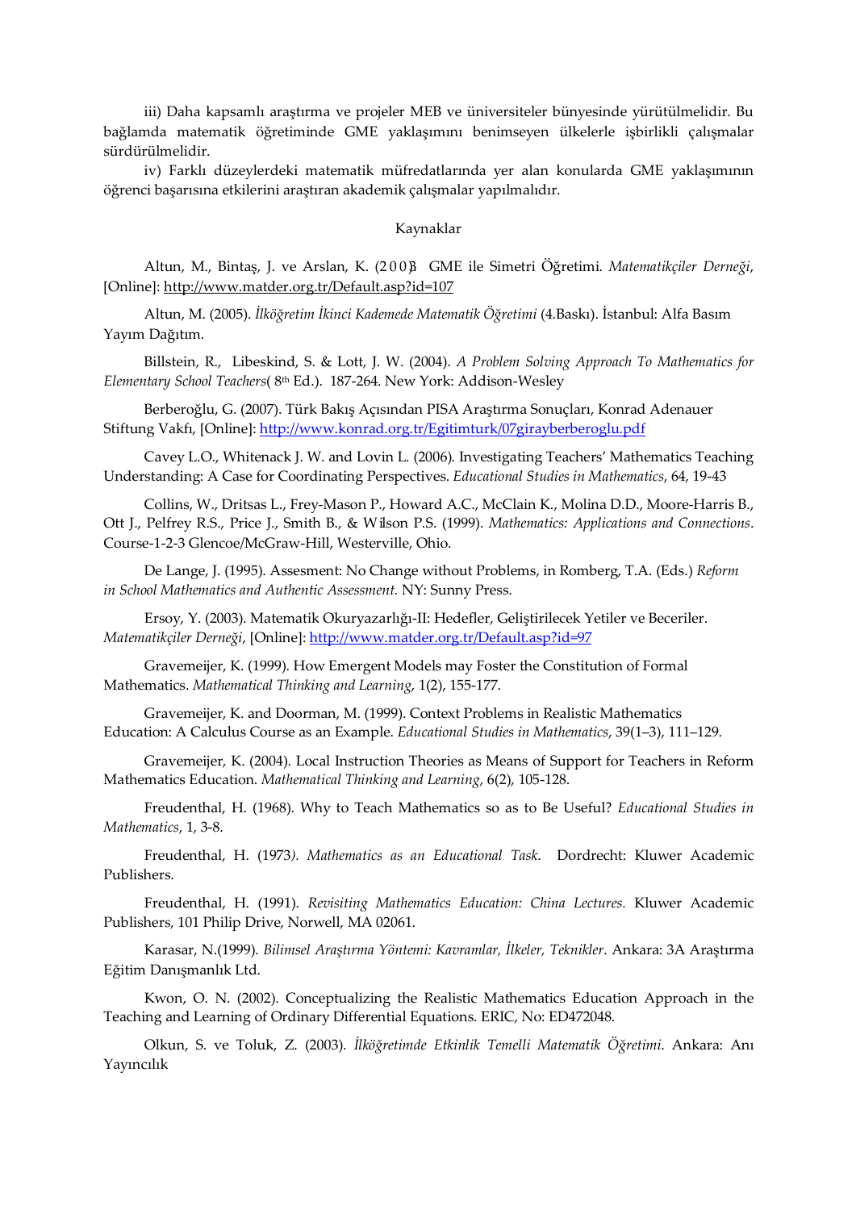iii) Daha kapsamlı araştırma ve projeler MEB ve üniversiteler bünyesinde yürütülmelidir. Bu bağlamda matematik öğretiminde GME yaklaşımını benimseyen ülkelerle işbirlikli çalışmalar sürdürülmelidir.

iv) Farklı düzeylerdeki matematik müfredatlarında yer alan konularda GME yaklaşımının öğrenci başarısına etkilerini araştıran akademik çalışmalar yapılmalıdır.

## Kaynaklar

Altun, M., Bintaş, J. ve Arslan, K. (2003). GME ile Simetri Öğretimi. *Matematikçiler Derneği*, [Online]: http://www.matder.org.tr/Default.asp?id=107

Altun, M. (2005). *İlköğretim İkinci Kademede Matematik Öğretimi* (4.Baskı). İstanbul: Alfa Basım Yayım Dağıtım.

Billstein, R., Libeskind, S. & Lott, J. W. (2004). *A Problem Solving Approach To Mathematics for Elementary School Teachers*( 8th Ed.). 187-264. New York: Addison-Wesley

Berberoğlu, G. (2007). Türk Bakış Açısından PISA Araştırma Sonuçları, Konrad Adenauer Stiftung Vakfı, [Online]: http://www.konrad.org.tr/Egitimturk/07girayberberoglu.pdf

Cavey L.O., Whitenack J. W. and Lovin L. (2006). Investigating Teachers' Mathematics Teaching Understanding: A Case for Coordinating Perspectives. *Educational Studies in Mathematics*, 64, 19-43

Collins, W., Dritsas L., Frey-Mason P., Howard A.C., McClain K., Molina D.D., Moore-Harris B., Ott J., Pelfrey R.S., Price J., Smith B., & Wilson P.S. (1999). *Mathematics: Applications and Connections*. Course-1-2-3 Glencoe/McGraw-Hill, Westerville, Ohio.

De Lange, J. (1995). Assesment: No Change without Problems, in Romberg, T.A. (Eds.) *Reform in School Mathematics and Authentic Assessment.* NY: Sunny Press.

Ersoy, Y. (2003). Matematik Okuryazarlığı-II: Hedefler, Geliştirilecek Yetiler ve Beceriler. *Matematikçiler Derneği*, [Online]: http://www.matder.org.tr/Default.asp?id=97

Gravemeijer, K. (1999). How Emergent Models may Foster the Constitution of Formal Mathematics. *Mathematical Thinking and Learning*, 1(2), 155-177.

Gravemeijer, K. and Doorman, M. (1999). Context Problems in Realistic Mathematics Education: A Calculus Course as an Example. *Educational Studies in Mathematics*, 39(1–3), 111–129.

Gravemeijer, K. (2004). Local Instruction Theories as Means of Support for Teachers in Reform Mathematics Education. *Mathematical Thinking and Learning*, 6(2), 105-128.

Freudenthal, H. (1968). Why to Teach Mathematics so as to Be Useful? *Educational Studies in Mathematics*, 1, 3-8.

Freudenthal, H. (1973). *Mathematics as an Educational Task.* Dordrecht: Kluwer Academic Publishers.

Freudenthal, H. (1991). *Revisiting Mathematics Education: China Lectures.* Kluwer Academic Publishers, 101 Philip Drive, Norwell, MA 02061.

Karasar, N.(1999). *Bilimsel Araştırma Yöntemi: Kavramlar, İlkeler, Teknikler*. Ankara: 3A Araştırma Eğitim Danışmanlık Ltd.

Kwon, O. N. (2002). Conceptualizing the Realistic Mathematics Education Approach in the Teaching and Learning of Ordinary Differential Equations. ERIC, No: ED472048.

Olkun, S. ve Toluk, Z. (2003). *İlköğretimde Etkinlik Temelli Matematik Öğretimi*. Ankara: Anı Yayıncılık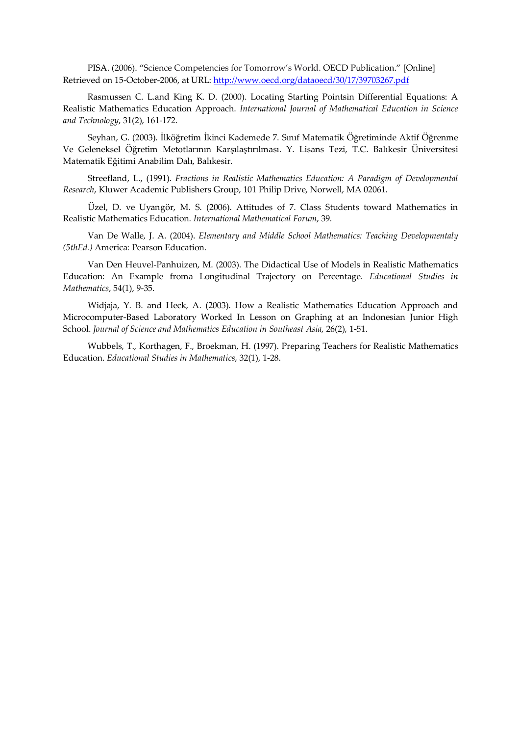PISA. (2006). "Science Competencies for Tomorrow's World. OECD Publication." [Online] Retrieved on 15-October-2006, at URL: http://www.oecd.org/dataoecd/30/17/39703267.pdf

Rasmussen C. L.and King K. D. (2000). Locating Starting Pointsin Differential Equations: A Realistic Mathematics Education Approach. *International Journal of Mathematical Education in Science and Technology*, 31(2), 161-172.

Seyhan, G. (2003). İlköğretim İkinci Kademede 7. Sınıf Matematik Öğretiminde Aktif Öğrenme Ve Geleneksel Öğretim Metotlarının Karşılaştırılması. Y. Lisans Tezi, T.C. Balıkesir Üniversitesi Matematik Eğitimi Anabilim Dalı, Balıkesir.

Streefland, L., (1991). *Fractions in Realistic Mathematics Education: A Paradigm of Developmental Research*, Kluwer Academic Publishers Group, 101 Philip Drive, Norwell, MA 02061.

Üzel, D. ve Uyangör, M. S. (2006). Attitudes of 7. Class Students toward Mathematics in Realistic Mathematics Education. *International Mathematical Forum*, 39.

Van De Walle, J. A. (2004). *Elementary and Middle School Mathematics: Teaching Developmentaly (5thEd.)* America: Pearson Education.

Van Den Heuvel-Panhuizen, M. (2003). The Didactical Use of Models in Realistic Mathematics Education: An Example froma Longitudinal Trajectory on Percentage. *Educational Studies in Mathematics*, 54(1), 9-35.

Widjaja, Y. B. and Heck, A. (2003). How a Realistic Mathematics Education Approach and Microcomputer-Based Laboratory Worked In Lesson on Graphing at an Indonesian Junior High School. *Journal of Science and Mathematics Education in Southeast Asia*, 26(2), 1-51.

Wubbels, T., Korthagen, F., Broekman, H. (1997). Preparing Teachers for Realistic Mathematics Education. *Educational Studies in Mathematics*, 32(1), 1-28.